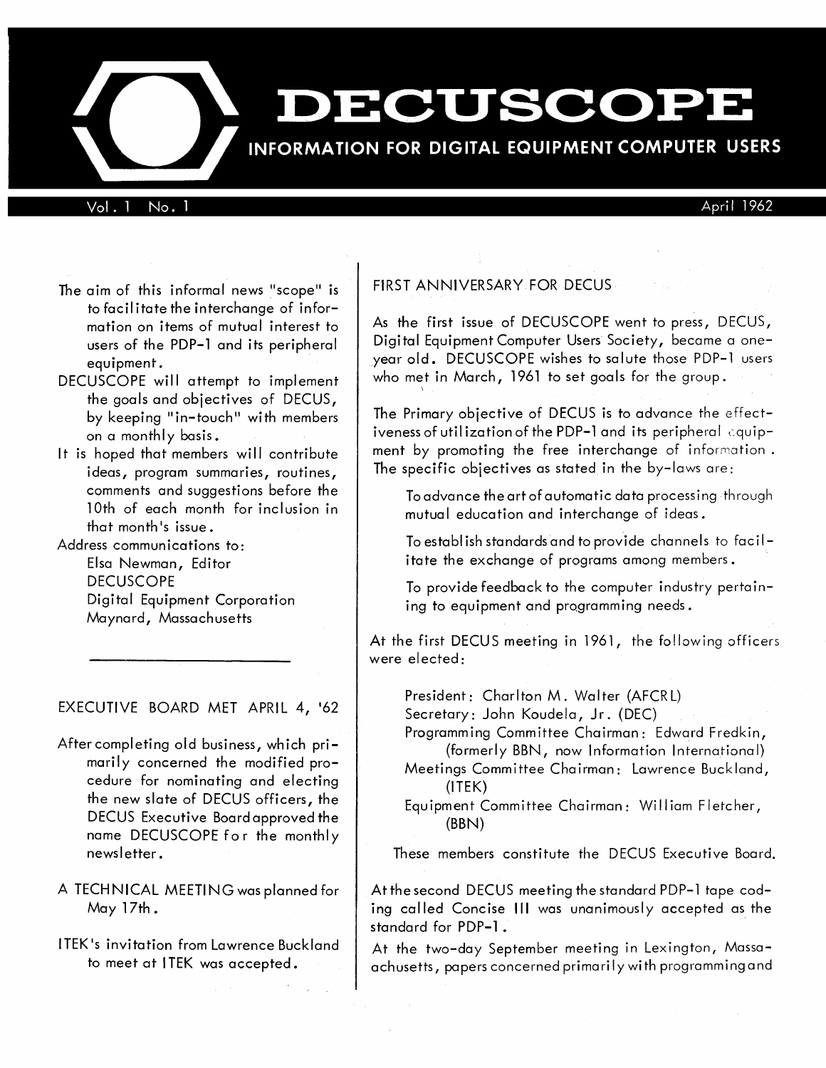# DECUSCOPE

INFORMATION FOR DIGITAL EQUIPMENT COMPUTER USERS

Vol. 1 No. 1 April 1962

The aim of this informal news "scope" is to facilitate the interchange of information on items of mutual interest to users of the PDP-1 and its peripheral equipment.

DECUSCOPE will attempt to implement the goals and objectives of DECUS, by keeping "in-touch" with members on a monthly basis.

It is hoped that members will contribute ideas, program summaries, routines, comments and suggestions before the 10th of each month for inclusion in that month's issue.

Address communications to:

Elsa Newman, Editor
DECUSCOPE
Digital Equipment Corporation
Maynard, Massachusetts

---

## EXECUTIVE BOARD MET APRIL 4, '62

After completing old business, which primarily concerned the modified procedure for nominating and electing the new slate of DECUS officers, the DECUS Executive Board approved the name DECUSCOPE for the monthly newsletter.

A TECHNICAL MEETING was planned for May 17th.

ITEK's invitation from Lawrence Buckland to meet at ITEK was accepted.

## FIRST ANNIVERSARY FOR DECUS

As the first issue of DECUSCOPE went to press, DECUS, Digital Equipment Computer Users Society, became a one-year old. DECUSCOPE wishes to salute those PDP-1 users who met in March, 1961 to set goals for the group.

The Primary objective of DECUS is to advance the effectiveness of utilization of the PDP-1 and its peripheral equipment by promoting the free interchange of information. The specific objectives as stated in the by-laws are:

To advance the art of automatic data processing through mutual education and interchange of ideas.

To establish standards and to provide channels to facilitate the exchange of programs among members.

To provide feedback to the computer industry pertaining to equipment and programming needs.

At the first DECUS meeting in 1961, the following officers were elected:

President: Charlton M. Walter (AFCRL)
Secretary: John Koudela, Jr. (DEC)
Programming Committee Chairman: Edward Fredkin, (formerly BBN, now Information International)
Meetings Committee Chairman: Lawrence Buckland, (ITEK)
Equipment Committee Chairman: William Fletcher, (BBN)

These members constitute the DECUS Executive Board.

At the second DECUS meeting the standard PDP-1 tape coding called Concise III was unanimously accepted as the standard for PDP-1.

At the two-day September meeting in Lexington, Massaachusetts, papers concerned primarily with programming and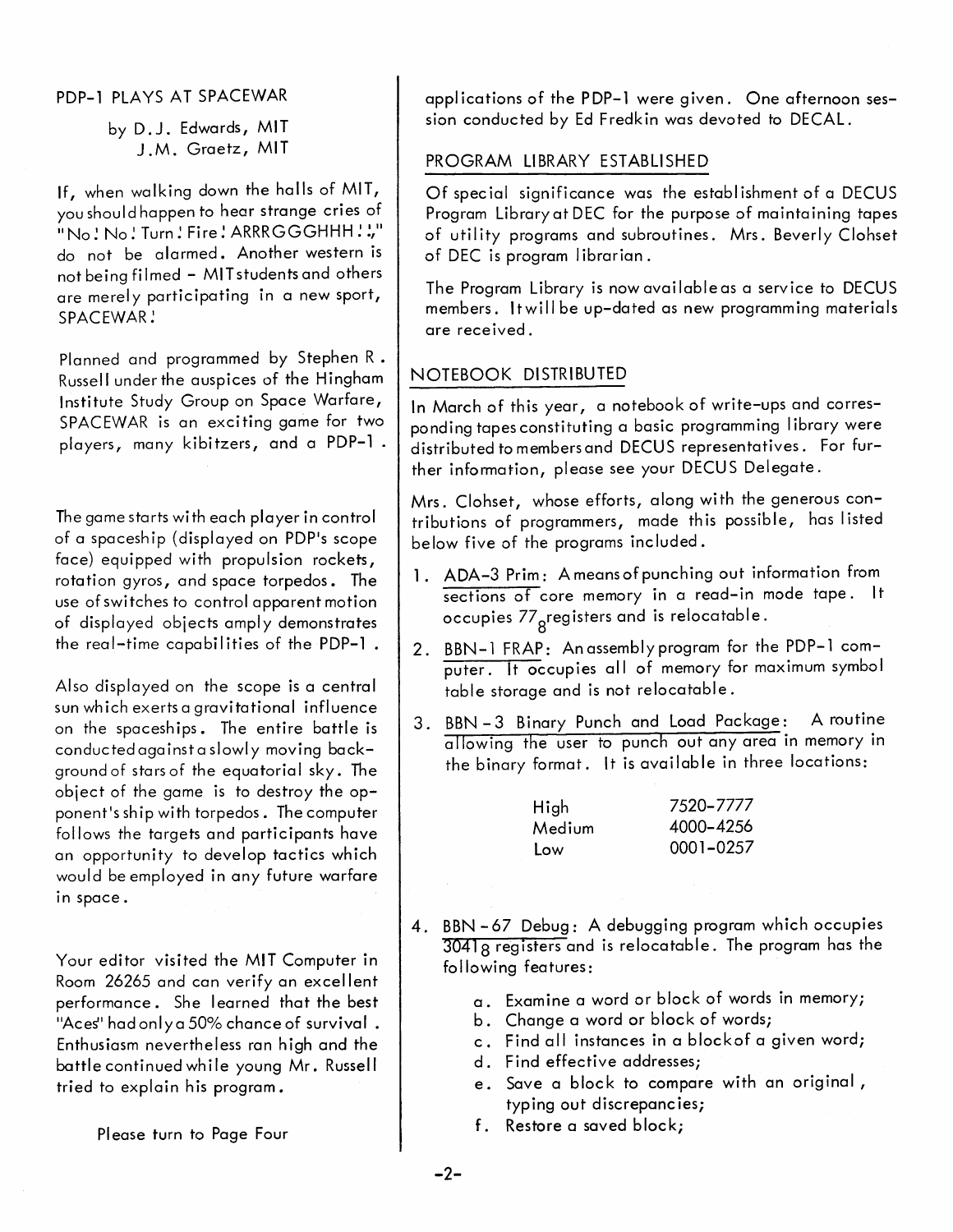## PDP-1 PLAYS AT SPACEWAR

by D.J. Edwards, MIT
J.M. Graetz, MIT

If, when walking down the halls of MIT, you should happen to hear strange cries of "No! No! Turn! Fire! ARRRGGGHHH!!," do not be alarmed. Another western is not being filmed - MIT students and others are merely participating in a new sport, SPACEWAR!

Planned and programmed by Stephen R. Russell under the auspices of the Hingham Institute Study Group on Space Warfare, SPACEWAR is an exciting game for two players, many kibitzers, and a PDP-1.

The game starts with each player in control of a spaceship (displayed on PDP's scope face) equipped with propulsion rockets, rotation gyros, and space torpedos. The use of switches to control apparent motion of displayed objects amply demonstrates the real-time capabilities of the PDP-1.

Also displayed on the scope is a central sun which exerts a gravitational influence on the spaceships. The entire battle is conducted against a slowly moving background of stars of the equatorial sky. The object of the game is to destroy the opponent's ship with torpedos. The computer follows the targets and participants have an opportunity to develop tactics which would be employed in any future warfare in space.

Your editor visited the MIT Computer in Room 26265 and can verify an excellent performance. She learned that the best "Aces" had only a 50% chance of survival. Enthusiasm nevertheless ran high and the battle continued while young Mr. Russell tried to explain his program.

Please turn to Page Four

applications of the PDP-1 were given. One afternoon session conducted by Ed Fredkin was devoted to DECAL.

## PROGRAM LIBRARY ESTABLISHED

Of special significance was the establishment of a DECUS Program Library at DEC for the purpose of maintaining tapes of utility programs and subroutines. Mrs. Beverly Clohset of DEC is program librarian.

The Program Library is now available as a service to DECUS members. It will be up-dated as new programming materials are received.

## NOTEBOOK DISTRIBUTED

In March of this year, a notebook of write-ups and corresponding tapes constituting a basic programming library were distributed to members and DECUS representatives. For further information, please see your DECUS Delegate.

Mrs. Clohset, whose efforts, along with the generous contributions of programmers, made this possible, has listed below five of the programs included.

1. ADA-3 Prim: A means of punching out information from sections of core memory in a read-in mode tape. It occupies $77_8$ registers and is relocatable.
2. BBN-1 FRAP: An assembly program for the PDP-1 computer. It occupies all of memory for maximum symbol table storage and is not relocatable.
3. BBN-3 Binary Punch and Load Package: A routine allowing the user to punch out any area in memory in the binary format. It is available in three locations:

| | |
|---|---|
| High | 7520-7777 |
| Medium | 4000-4256 |
| Low | 0001-0257 |

4. BBN-67 Debug: A debugging program which occupies $3041_8$ registers and is relocatable. The program has the following features:
   a. Examine a word or block of words in memory;
   b. Change a word or block of words;
   c. Find all instances in a block of a given word;
   d. Find effective addresses;
   e. Save a block to compare with an original, typing out discrepancies;
   f. Restore a saved block;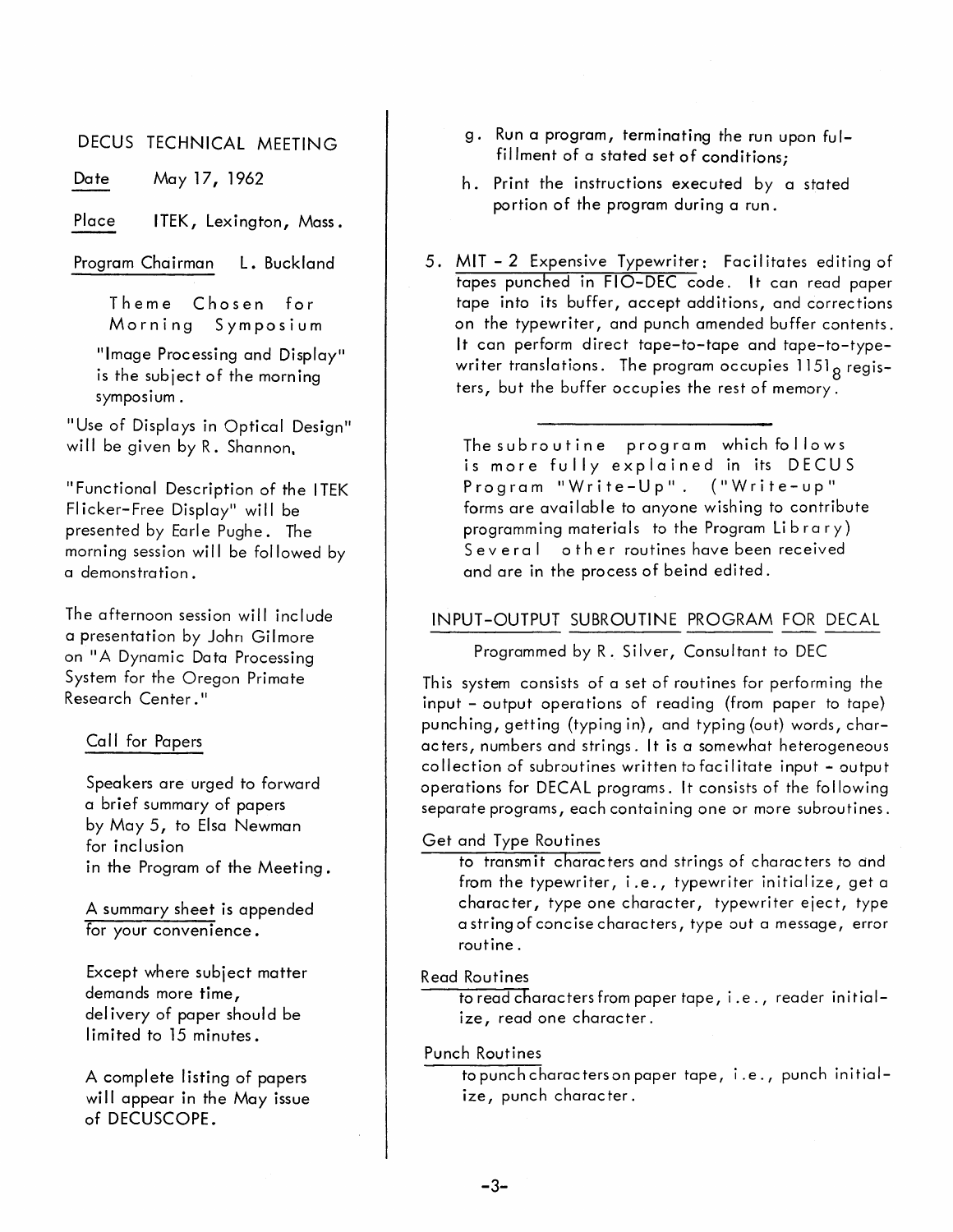## DECUS TECHNICAL MEETING

Date May 17, 1962

Place ITEK, Lexington, Mass.

Program Chairman L. Buckland

### Theme Chosen for Morning Symposium

"Image Processing and Display" is the subject of the morning symposium.

"Use of Displays in Optical Design" will be given by R. Shannon.

"Functional Description of the ITEK Flicker-Free Display" will be presented by Earle Pughe. The morning session will be followed by a demonstration.

The afternoon session will include a presentation by John Gilmore on "A Dynamic Data Processing System for the Oregon Primate Research Center."

### Call for Papers

Speakers are urged to forward a brief summary of papers by May 5, to Elsa Newman for inclusion in the Program of the Meeting.

A summary sheet is appended for your convenience.

Except where subject matter demands more time, delivery of paper should be limited to 15 minutes.

A complete listing of papers will appear in the May issue of DECUSCOPE.

g. Run a program, terminating the run upon fulfillment of a stated set of conditions;

h. Print the instructions executed by a stated portion of the program during a run.

5. MIT - 2 Expensive Typewriter: Facilitates editing of tapes punched in FIO-DEC code. It can read paper tape into its buffer, accept additions, and corrections on the typewriter, and punch amended buffer contents. It can perform direct tape-to-tape and tape-to-typewriter translations. The program occupies $1151_8$ registers, but the buffer occupies the rest of memory.

---

The subroutine program which follows is more fully explained in its DECUS Program "Write-Up". ("Write-up" forms are available to anyone wishing to contribute programming materials to the Program Library) Several other routines have been received and are in the process of beind edited.

## INPUT-OUTPUT SUBROUTINE PROGRAM FOR DECAL

Programmed by R. Silver, Consultant to DEC

This system consists of a set of routines for performing the input - output operations of reading (from paper to tape) punching, getting (typing in), and typing (out) words, characters, numbers and strings. It is a somewhat heterogeneous collection of subroutines written to facilitate input - output operations for DECAL programs. It consists of the following separate programs, each containing one or more subroutines.

Get and Type Routines
to transmit characters and strings of characters to and from the typewriter, i.e., typewriter initialize, get a character, type one character, typewriter eject, type a string of concise characters, type out a message, error routine.

Read Routines
to read characters from paper tape, i.e., reader initialize, read one character.

Punch Routines
to punch characters on paper tape, i.e., punch initialize, punch character.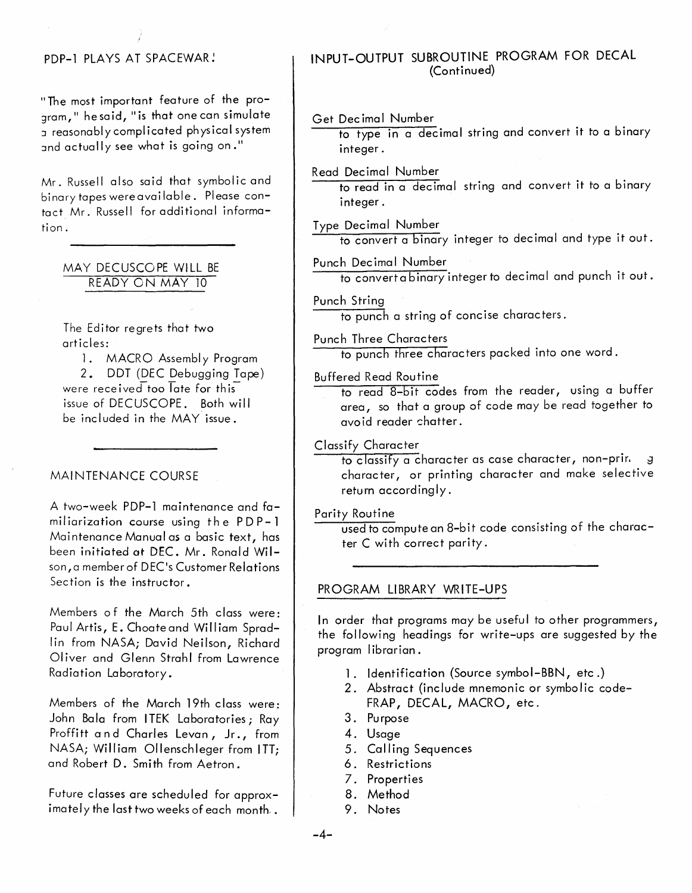## PDP-1 PLAYS AT SPACEWAR!

"The most important feature of the program," he said, "is that one can simulate a reasonably complicated physical system and actually see what is going on."

Mr. Russell also said that symbolic and binary tapes were available. Please contact Mr. Russell for additional information.

---

## MAY DECUSCOPE WILL BE READY ON MAY 10

The Editor regrets that two articles:

1. MACRO Assembly Program
2. DDT (DEC Debugging Tape)

were received too late for this issue of DECUSCOPE. Both will be included in the MAY issue.

---

## MAINTENANCE COURSE

A two-week PDP-1 maintenance and familiarization course using the PDP-1 Maintenance Manual as a basic text, has been initiated at DEC. Mr. Ronald Wilson, a member of DEC's Customer Relations Section is the instructor.

Members of the March 5th class were: Paul Artis, E. Choate and William Spradlin from NASA; David Neilson, Richard Oliver and Glenn Strahl from Lawrence Radiation Laboratory.

Members of the March 19th class were: John Bala from ITEK Laboratories; Ray Proffitt and Charles Levan, Jr., from NASA; William Ollenschleger from ITT; and Robert D. Smith from Aetron.

Future classes are scheduled for approximately the last two weeks of each month.

## INPUT-OUTPUT SUBROUTINE PROGRAM FOR DECAL (Continued)

Get Decimal Number
: to type in a decimal string and convert it to a binary integer.

Read Decimal Number
: to read in a decimal string and convert it to a binary integer.

Type Decimal Number
: to convert a binary integer to decimal and type it out.

Punch Decimal Number
: to convert a binary integer to decimal and punch it out.

Punch String
: to punch a string of concise characters.

Punch Three Characters
: to punch three characters packed into one word.

Buffered Read Routine
: to read 8-bit codes from the reader, using a buffer area, so that a group of code may be read together to avoid reader chatter.

Classify Character
: to classify a character as case character, non-printing character, or printing character and make selective return accordingly.

Parity Routine
: used to compute an 8-bit code consisting of the character C with correct parity.

---

## PROGRAM LIBRARY WRITE-UPS

In order that programs may be useful to other programmers, the following headings for write-ups are suggested by the program librarian.

1. Identification (Source symbol-BBN, etc.)
2. Abstract (include mnemonic or symbolic code-FRAP, DECAL, MACRO, etc.
3. Purpose
4. Usage
5. Calling Sequences
6. Restrictions
7. Properties
8. Method
9. Notes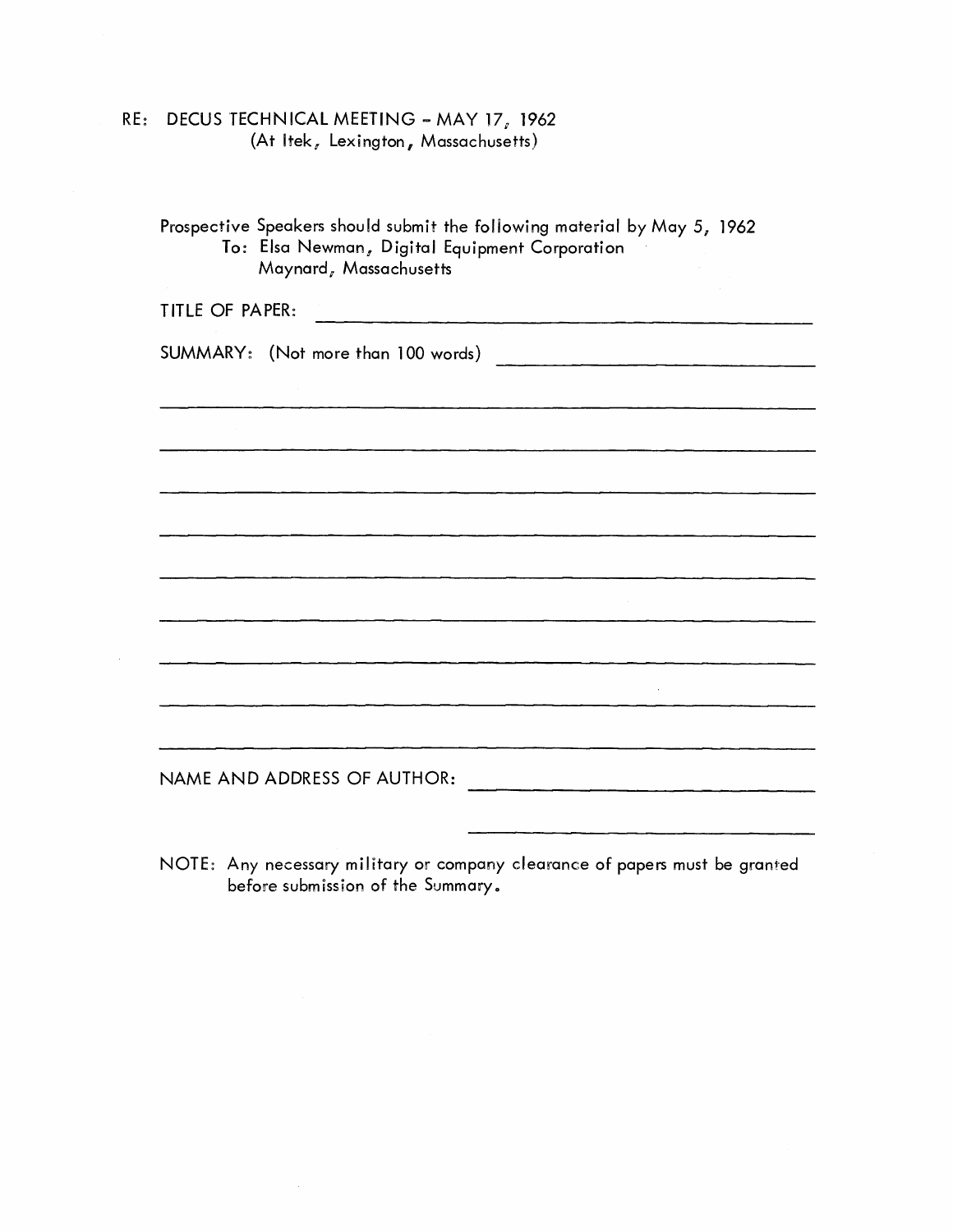RE: DECUS TECHNICAL MEETING - MAY 17, 1962
(At Itek, Lexington, Massachusetts)

Prospective Speakers should submit the following material by May 5, 1962
To: Elsa Newman, Digital Equipment Corporation
Maynard, Massachusetts

TITLE OF PAPER: ______________________________

SUMMARY: (Not more than 100 words) ______________________________

______________________________

______________________________

______________________________

______________________________

______________________________

______________________________

______________________________

______________________________

______________________________

NAME AND ADDRESS OF AUTHOR: ______________________________

______________________________

NOTE: Any necessary military or company clearance of papers must be granted before submission of the Summary.